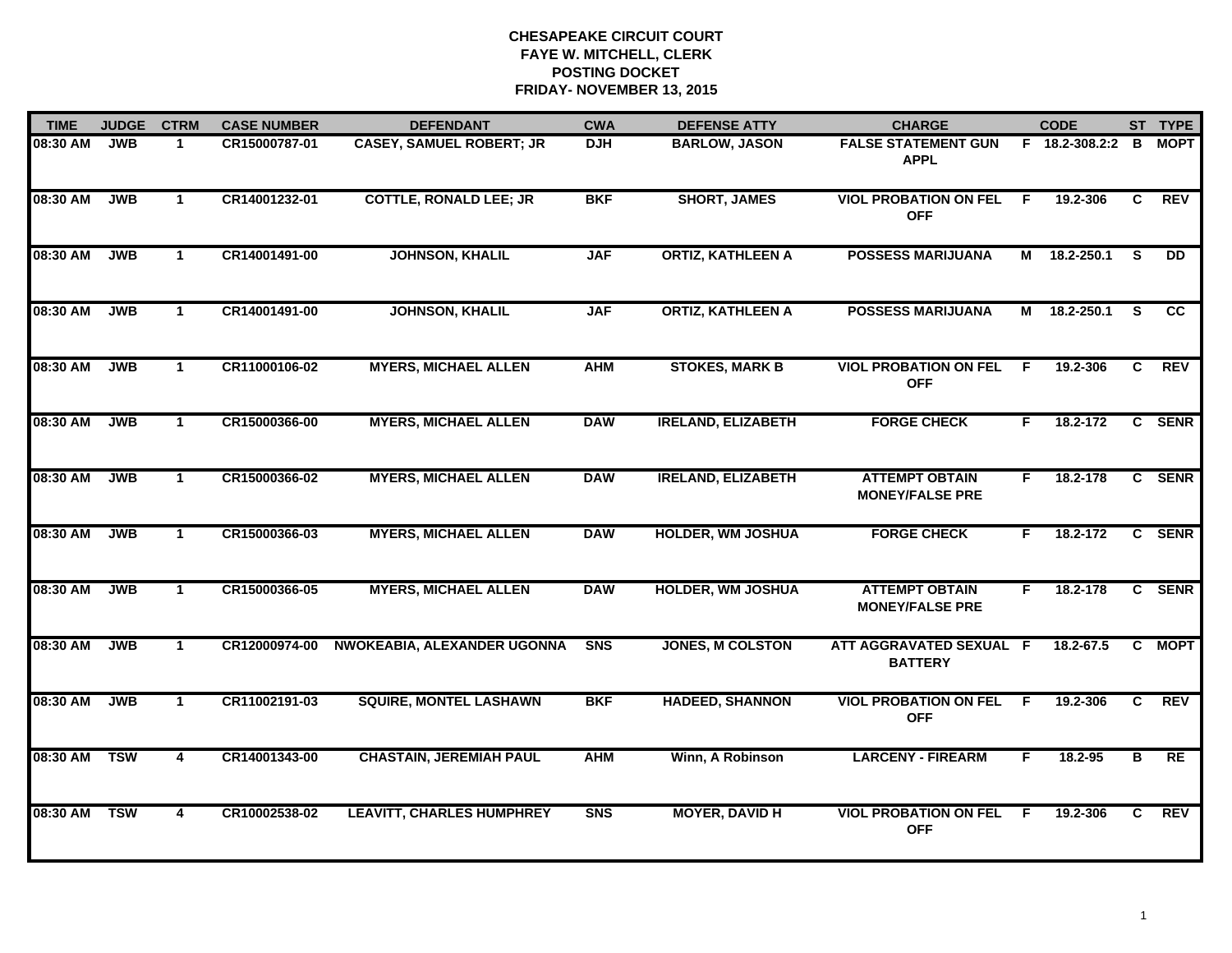**CHESAPEAKE CIRCUIT COURT**
**FAYE W. MITCHELL, CLERK**
**POSTING DOCKET**
**FRIDAY- NOVEMBER 13, 2015**

| TIME | JUDGE | CTRM | CASE NUMBER | DEFENDANT | CWA | DEFENSE ATTY | CHARGE | | CODE | ST | TYPE |
|---|---|---|---|---|---|---|---|---|---|---|---|
| 08:30 AM | JWB | 1 | CR15000787-01 | CASEY, SAMUEL ROBERT; JR | DJH | BARLOW, JASON | FALSE STATEMENT GUN APPL | F | 18.2-308.2:2 | B | MOPT |
| 08:30 AM | JWB | 1 | CR14001232-01 | COTTLE, RONALD LEE; JR | BKF | SHORT, JAMES | VIOL PROBATION ON FEL OFF | F | 19.2-306 | C | REV |
| 08:30 AM | JWB | 1 | CR14001491-00 | JOHNSON, KHALIL | JAF | ORTIZ, KATHLEEN A | POSSESS MARIJUANA | M | 18.2-250.1 | S | DD |
| 08:30 AM | JWB | 1 | CR14001491-00 | JOHNSON, KHALIL | JAF | ORTIZ, KATHLEEN A | POSSESS MARIJUANA | M | 18.2-250.1 | S | CC |
| 08:30 AM | JWB | 1 | CR11000106-02 | MYERS, MICHAEL ALLEN | AHM | STOKES, MARK B | VIOL PROBATION ON FEL OFF | F | 19.2-306 | C | REV |
| 08:30 AM | JWB | 1 | CR15000366-00 | MYERS, MICHAEL ALLEN | DAW | IRELAND, ELIZABETH | FORGE CHECK | F | 18.2-172 | C | SENR |
| 08:30 AM | JWB | 1 | CR15000366-02 | MYERS, MICHAEL ALLEN | DAW | IRELAND, ELIZABETH | ATTEMPT OBTAIN MONEY/FALSE PRE | F | 18.2-178 | C | SENR |
| 08:30 AM | JWB | 1 | CR15000366-03 | MYERS, MICHAEL ALLEN | DAW | HOLDER, WM JOSHUA | FORGE CHECK | F | 18.2-172 | C | SENR |
| 08:30 AM | JWB | 1 | CR15000366-05 | MYERS, MICHAEL ALLEN | DAW | HOLDER, WM JOSHUA | ATTEMPT OBTAIN MONEY/FALSE PRE | F | 18.2-178 | C | SENR |
| 08:30 AM | JWB | 1 | CR12000974-00 | NWOKEABIA, ALEXANDER UGONNA | SNS | JONES, M COLSTON | ATT AGGRAVATED SEXUAL BATTERY | F | 18.2-67.5 | C | MOPT |
| 08:30 AM | JWB | 1 | CR11002191-03 | SQUIRE, MONTEL LASHAWN | BKF | HADEED, SHANNON | VIOL PROBATION ON FEL OFF | F | 19.2-306 | C | REV |
| 08:30 AM | TSW | 4 | CR14001343-00 | CHASTAIN, JEREMIAH PAUL | AHM | Winn, A Robinson | LARCENY - FIREARM | F | 18.2-95 | B | RE |
| 08:30 AM | TSW | 4 | CR10002538-02 | LEAVITT, CHARLES HUMPHREY | SNS | MOYER, DAVID H | VIOL PROBATION ON FEL OFF | F | 19.2-306 | C | REV |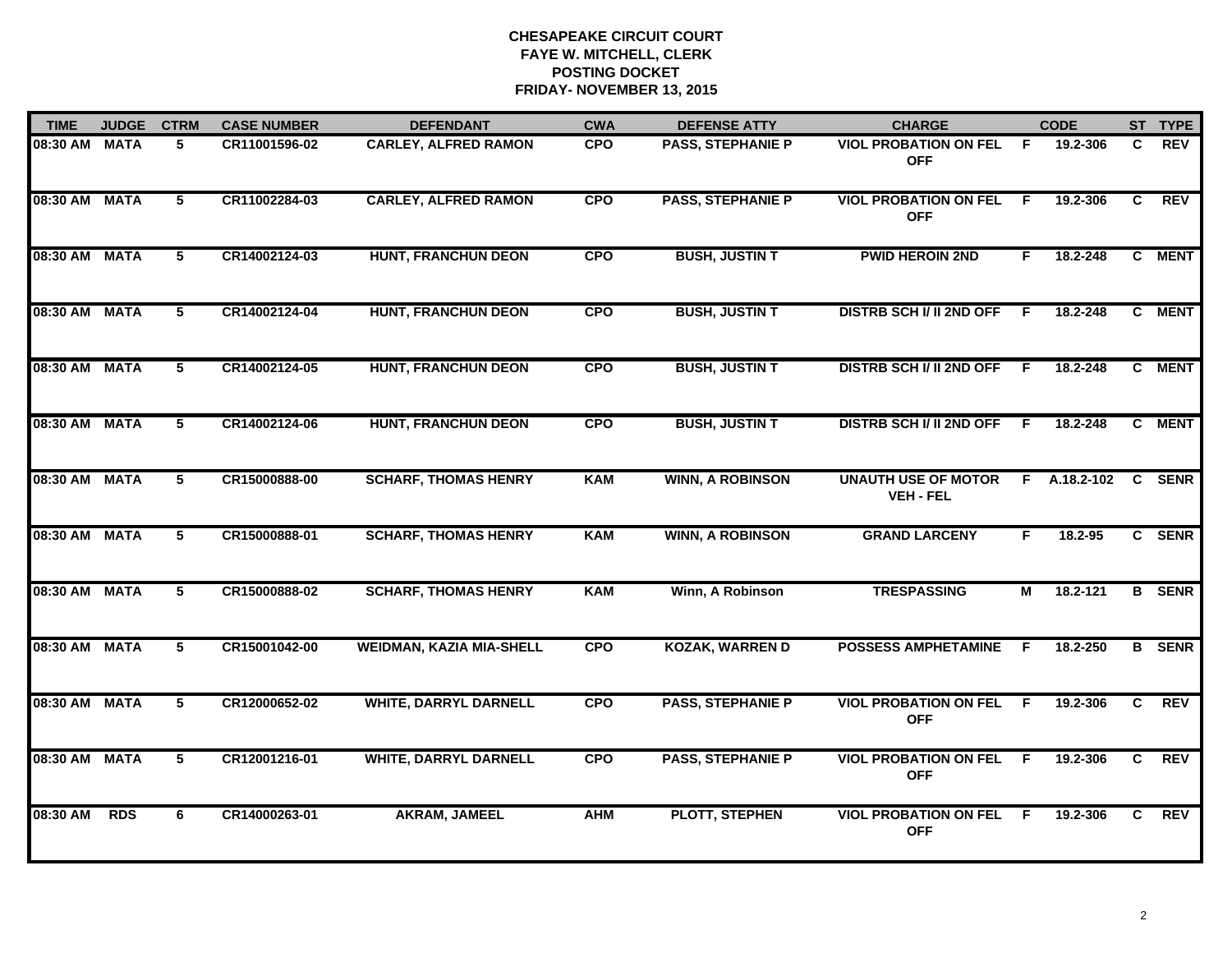**CHESAPEAKE CIRCUIT COURT**
**FAYE W. MITCHELL, CLERK**
**POSTING DOCKET**
**FRIDAY- NOVEMBER 13, 2015**

| TIME | JUDGE | CTRM | CASE NUMBER | DEFENDANT | CWA | DEFENSE ATTY | CHARGE | | CODE | ST | TYPE |
|---|---|---|---|---|---|---|---|---|---|---|---|
| 08:30 AM | MATA | 5 | CR11001596-02 | CARLEY, ALFRED RAMON | CPO | PASS, STEPHANIE P | VIOL PROBATION ON FEL OFF | F | 19.2-306 | C | REV |
| 08:30 AM | MATA | 5 | CR11002284-03 | CARLEY, ALFRED RAMON | CPO | PASS, STEPHANIE P | VIOL PROBATION ON FEL OFF | F | 19.2-306 | C | REV |
| 08:30 AM | MATA | 5 | CR14002124-03 | HUNT, FRANCHUN DEON | CPO | BUSH, JUSTIN T | PWID HEROIN 2ND | F | 18.2-248 | C | MENT |
| 08:30 AM | MATA | 5 | CR14002124-04 | HUNT, FRANCHUN DEON | CPO | BUSH, JUSTIN T | DISTRB SCH I/ II 2ND OFF | F | 18.2-248 | C | MENT |
| 08:30 AM | MATA | 5 | CR14002124-05 | HUNT, FRANCHUN DEON | CPO | BUSH, JUSTIN T | DISTRB SCH I/ II 2ND OFF | F | 18.2-248 | C | MENT |
| 08:30 AM | MATA | 5 | CR14002124-06 | HUNT, FRANCHUN DEON | CPO | BUSH, JUSTIN T | DISTRB SCH I/ II 2ND OFF | F | 18.2-248 | C | MENT |
| 08:30 AM | MATA | 5 | CR15000888-00 | SCHARF, THOMAS HENRY | KAM | WINN, A ROBINSON | UNAUTH USE OF MOTOR VEH - FEL | F | A.18.2-102 | C | SENR |
| 08:30 AM | MATA | 5 | CR15000888-01 | SCHARF, THOMAS HENRY | KAM | WINN, A ROBINSON | GRAND LARCENY | F | 18.2-95 | C | SENR |
| 08:30 AM | MATA | 5 | CR15000888-02 | SCHARF, THOMAS HENRY | KAM | Winn, A Robinson | TRESPASSING | M | 18.2-121 | B | SENR |
| 08:30 AM | MATA | 5 | CR15001042-00 | WEIDMAN, KAZIA MIA-SHELL | CPO | KOZAK, WARREN D | POSSESS AMPHETAMINE | F | 18.2-250 | B | SENR |
| 08:30 AM | MATA | 5 | CR12000652-02 | WHITE, DARRYL DARNELL | CPO | PASS, STEPHANIE P | VIOL PROBATION ON FEL OFF | F | 19.2-306 | C | REV |
| 08:30 AM | MATA | 5 | CR12001216-01 | WHITE, DARRYL DARNELL | CPO | PASS, STEPHANIE P | VIOL PROBATION ON FEL OFF | F | 19.2-306 | C | REV |
| 08:30 AM | RDS | 6 | CR14000263-01 | AKRAM, JAMEEL | AHM | PLOTT, STEPHEN | VIOL PROBATION ON FEL OFF | F | 19.2-306 | C | REV |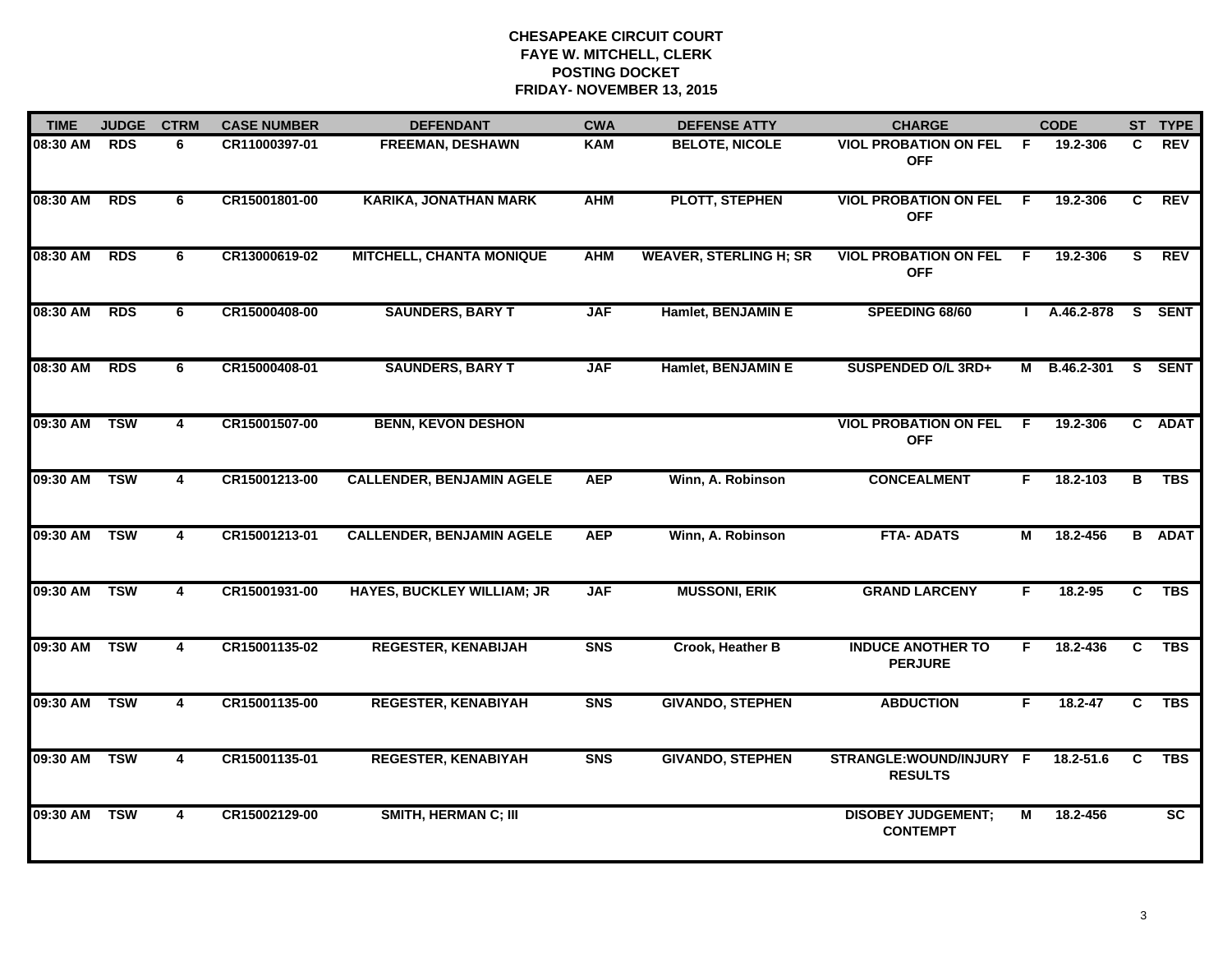**CHESAPEAKE CIRCUIT COURT**
**FAYE W. MITCHELL, CLERK**
**POSTING DOCKET**
**FRIDAY- NOVEMBER 13, 2015**

| TIME | JUDGE | CTRM | CASE NUMBER | DEFENDANT | CWA | DEFENSE ATTY | CHARGE | | CODE | ST | TYPE |
|---|---|---|---|---|---|---|---|---|---|---|---|
| 08:30 AM | RDS | 6 | CR11000397-01 | FREEMAN, DESHAWN | KAM | BELOTE, NICOLE | VIOL PROBATION ON FEL OFF | F | 19.2-306 | C | REV |
| 08:30 AM | RDS | 6 | CR15001801-00 | KARIKA, JONATHAN MARK | AHM | PLOTT, STEPHEN | VIOL PROBATION ON FEL OFF | F | 19.2-306 | C | REV |
| 08:30 AM | RDS | 6 | CR13000619-02 | MITCHELL, CHANTA MONIQUE | AHM | WEAVER, STERLING H; SR | VIOL PROBATION ON FEL OFF | F | 19.2-306 | S | REV |
| 08:30 AM | RDS | 6 | CR15000408-00 | SAUNDERS, BARY T | JAF | Hamlet, BENJAMIN E | SPEEDING 68/60 | I | A.46.2-878 | S | SENT |
| 08:30 AM | RDS | 6 | CR15000408-01 | SAUNDERS, BARY T | JAF | Hamlet, BENJAMIN E | SUSPENDED O/L 3RD+ | M | B.46.2-301 | S | SENT |
| 09:30 AM | TSW | 4 | CR15001507-00 | BENN, KEVON DESHON | | | VIOL PROBATION ON FEL OFF | F | 19.2-306 | C | ADAT |
| 09:30 AM | TSW | 4 | CR15001213-00 | CALLENDER, BENJAMIN AGELE | AEP | Winn, A. Robinson | CONCEALMENT | F | 18.2-103 | B | TBS |
| 09:30 AM | TSW | 4 | CR15001213-01 | CALLENDER, BENJAMIN AGELE | AEP | Winn, A. Robinson | FTA- ADATS | M | 18.2-456 | B | ADAT |
| 09:30 AM | TSW | 4 | CR15001931-00 | HAYES, BUCKLEY WILLIAM; JR | JAF | MUSSONI, ERIK | GRAND LARCENY | F | 18.2-95 | C | TBS |
| 09:30 AM | TSW | 4 | CR15001135-02 | REGESTER, KENABIJAH | SNS | Crook, Heather B | INDUCE ANOTHER TO PERJURE | F | 18.2-436 | C | TBS |
| 09:30 AM | TSW | 4 | CR15001135-00 | REGESTER, KENABIYAH | SNS | GIVANDO, STEPHEN | ABDUCTION | F | 18.2-47 | C | TBS |
| 09:30 AM | TSW | 4 | CR15001135-01 | REGESTER, KENABIYAH | SNS | GIVANDO, STEPHEN | STRANGLE:WOUND/INJURY RESULTS | F | 18.2-51.6 | C | TBS |
| 09:30 AM | TSW | 4 | CR15002129-00 | SMITH, HERMAN C; III | | | DISOBEY JUDGEMENT; CONTEMPT | M | 18.2-456 | | SC |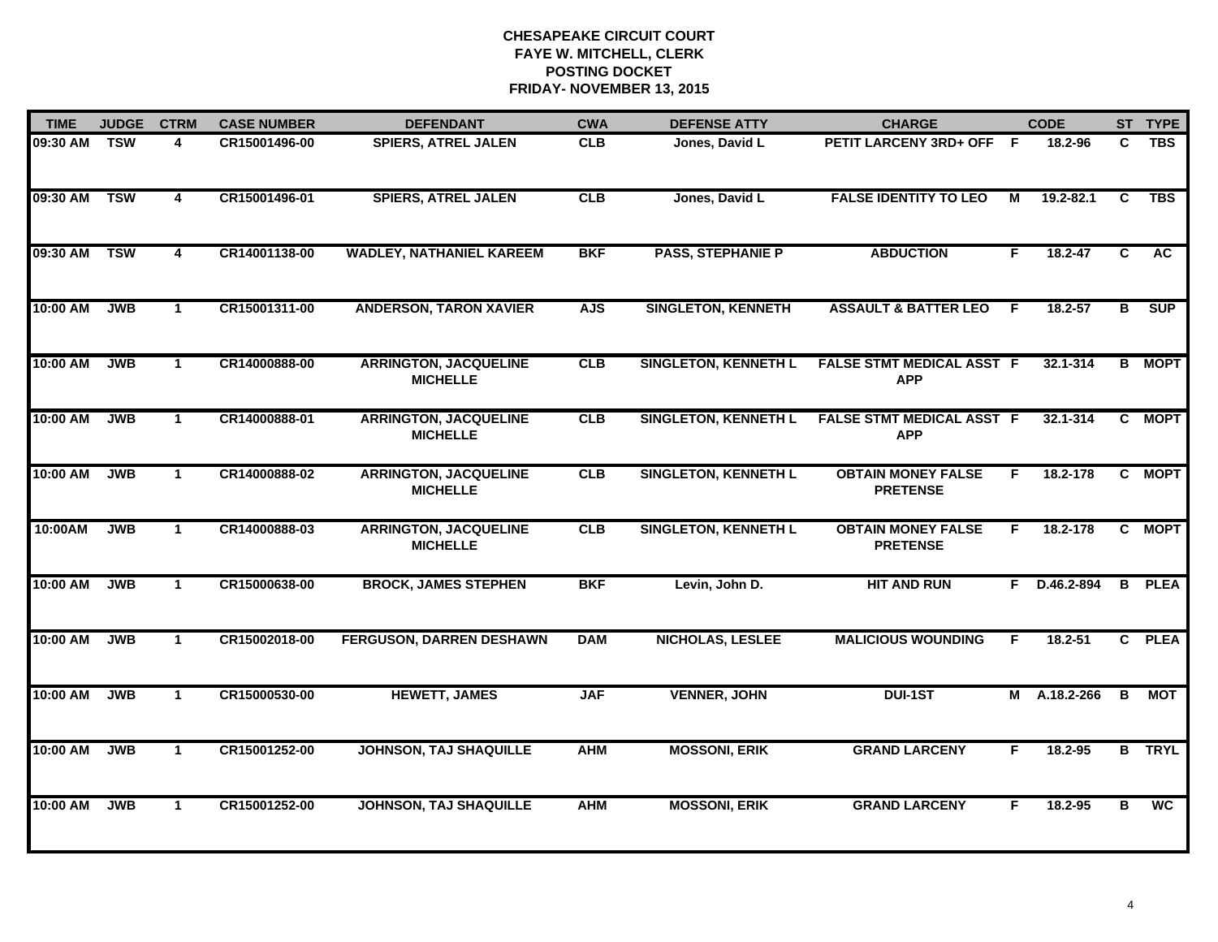# CHESAPEAKE CIRCUIT COURT
## FAYE W. MITCHELL, CLERK
## POSTING DOCKET
## FRIDAY- NOVEMBER 13, 2015

| TIME | JUDGE | CTRM | CASE NUMBER | DEFENDANT | CWA | DEFENSE ATTY | CHARGE | | CODE | ST | TYPE |
|---|---|---|---|---|---|---|---|---|---|---|---|
| 09:30 AM | TSW | 4 | CR15001496-00 | SPIERS, ATREL JALEN | CLB | Jones, David L | PETIT LARCENY 3RD+ OFF | F | 18.2-96 | C | TBS |
| 09:30 AM | TSW | 4 | CR15001496-01 | SPIERS, ATREL JALEN | CLB | Jones, David L | FALSE IDENTITY TO LEO | M | 19.2-82.1 | C | TBS |
| 09:30 AM | TSW | 4 | CR14001138-00 | WADLEY, NATHANIEL KAREEM | BKF | PASS, STEPHANIE P | ABDUCTION | F | 18.2-47 | C | AC |
| 10:00 AM | JWB | 1 | CR15001311-00 | ANDERSON, TARON XAVIER | AJS | SINGLETON, KENNETH | ASSAULT & BATTER LEO | F | 18.2-57 | B | SUP |
| 10:00 AM | JWB | 1 | CR14000888-00 | ARRINGTON, JACQUELINE MICHELLE | CLB | SINGLETON, KENNETH L | FALSE STMT MEDICAL ASST APP | F | 32.1-314 | B | MOPT |
| 10:00 AM | JWB | 1 | CR14000888-01 | ARRINGTON, JACQUELINE MICHELLE | CLB | SINGLETON, KENNETH L | FALSE STMT MEDICAL ASST APP | F | 32.1-314 | C | MOPT |
| 10:00 AM | JWB | 1 | CR14000888-02 | ARRINGTON, JACQUELINE MICHELLE | CLB | SINGLETON, KENNETH L | OBTAIN MONEY FALSE PRETENSE | F | 18.2-178 | C | MOPT |
| 10:00AM | JWB | 1 | CR14000888-03 | ARRINGTON, JACQUELINE MICHELLE | CLB | SINGLETON, KENNETH L | OBTAIN MONEY FALSE PRETENSE | F | 18.2-178 | C | MOPT |
| 10:00 AM | JWB | 1 | CR15000638-00 | BROCK, JAMES STEPHEN | BKF | Levin, John D. | HIT AND RUN | F | D.46.2-894 | B | PLEA |
| 10:00 AM | JWB | 1 | CR15002018-00 | FERGUSON, DARREN DESHAWN | DAM | NICHOLAS, LESLEE | MALICIOUS WOUNDING | F | 18.2-51 | C | PLEA |
| 10:00 AM | JWB | 1 | CR15000530-00 | HEWETT, JAMES | JAF | VENNER, JOHN | DUI-1ST | M | A.18.2-266 | B | MOT |
| 10:00 AM | JWB | 1 | CR15001252-00 | JOHNSON, TAJ SHAQUILLE | AHM | MOSSONI, ERIK | GRAND LARCENY | F | 18.2-95 | B | TRYL |
| 10:00 AM | JWB | 1 | CR15001252-00 | JOHNSON, TAJ SHAQUILLE | AHM | MOSSONI, ERIK | GRAND LARCENY | F | 18.2-95 | B | WC |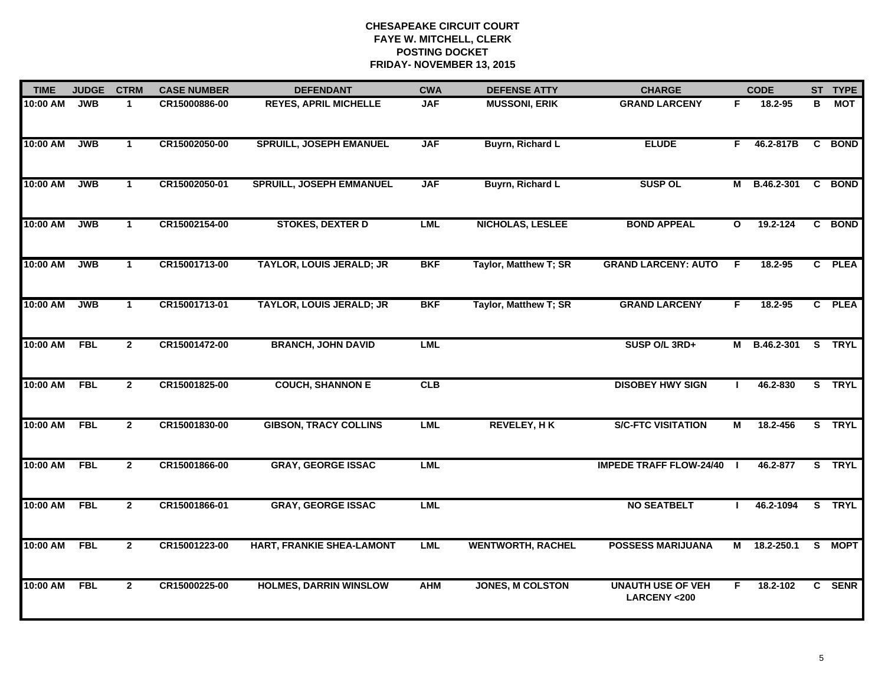**CHESAPEAKE CIRCUIT COURT**
**FAYE W. MITCHELL, CLERK**
**POSTING DOCKET**
**FRIDAY- NOVEMBER 13, 2015**

| TIME | JUDGE | CTRM | CASE NUMBER | DEFENDANT | CWA | DEFENSE ATTY | CHARGE | | CODE | ST | TYPE |
|---|---|---|---|---|---|---|---|---|---|---|---|
| 10:00 AM | JWB | 1 | CR15000886-00 | REYES, APRIL MICHELLE | JAF | MUSSONI, ERIK | GRAND LARCENY | F | 18.2-95 | B | MOT |
| 10:00 AM | JWB | 1 | CR15002050-00 | SPRUILL, JOSEPH EMANUEL | JAF | Buyrn, Richard L | ELUDE | F | 46.2-817B | C | BOND |
| 10:00 AM | JWB | 1 | CR15002050-01 | SPRUILL, JOSEPH EMMANUEL | JAF | Buyrn, Richard L | SUSP OL | M | B.46.2-301 | C | BOND |
| 10:00 AM | JWB | 1 | CR15002154-00 | STOKES, DEXTER D | LML | NICHOLAS, LESLEE | BOND APPEAL | O | 19.2-124 | C | BOND |
| 10:00 AM | JWB | 1 | CR15001713-00 | TAYLOR, LOUIS JERALD; JR | BKF | Taylor, Matthew T; SR | GRAND LARCENY: AUTO | F | 18.2-95 | C | PLEA |
| 10:00 AM | JWB | 1 | CR15001713-01 | TAYLOR, LOUIS JERALD; JR | BKF | Taylor, Matthew T; SR | GRAND LARCENY | F | 18.2-95 | C | PLEA |
| 10:00 AM | FBL | 2 | CR15001472-00 | BRANCH, JOHN DAVID | LML | | SUSP O/L 3RD+ | M | B.46.2-301 | S | TRYL |
| 10:00 AM | FBL | 2 | CR15001825-00 | COUCH, SHANNON E | CLB | | DISOBEY HWY SIGN | I | 46.2-830 | S | TRYL |
| 10:00 AM | FBL | 2 | CR15001830-00 | GIBSON, TRACY COLLINS | LML | REVELEY, H K | S/C-FTC VISITATION | M | 18.2-456 | S | TRYL |
| 10:00 AM | FBL | 2 | CR15001866-00 | GRAY, GEORGE ISSAC | LML | | IMPEDE TRAFF FLOW-24/40 | I | 46.2-877 | S | TRYL |
| 10:00 AM | FBL | 2 | CR15001866-01 | GRAY, GEORGE ISSAC | LML | | NO SEATBELT | I | 46.2-1094 | S | TRYL |
| 10:00 AM | FBL | 2 | CR15001223-00 | HART, FRANKIE SHEA-LAMONT | LML | WENTWORTH, RACHEL | POSSESS MARIJUANA | M | 18.2-250.1 | S | MOPT |
| 10:00 AM | FBL | 2 | CR15000225-00 | HOLMES, DARRIN WINSLOW | AHM | JONES, M COLSTON | UNAUTH USE OF VEH LARCENY <200 | F | 18.2-102 | C | SENR |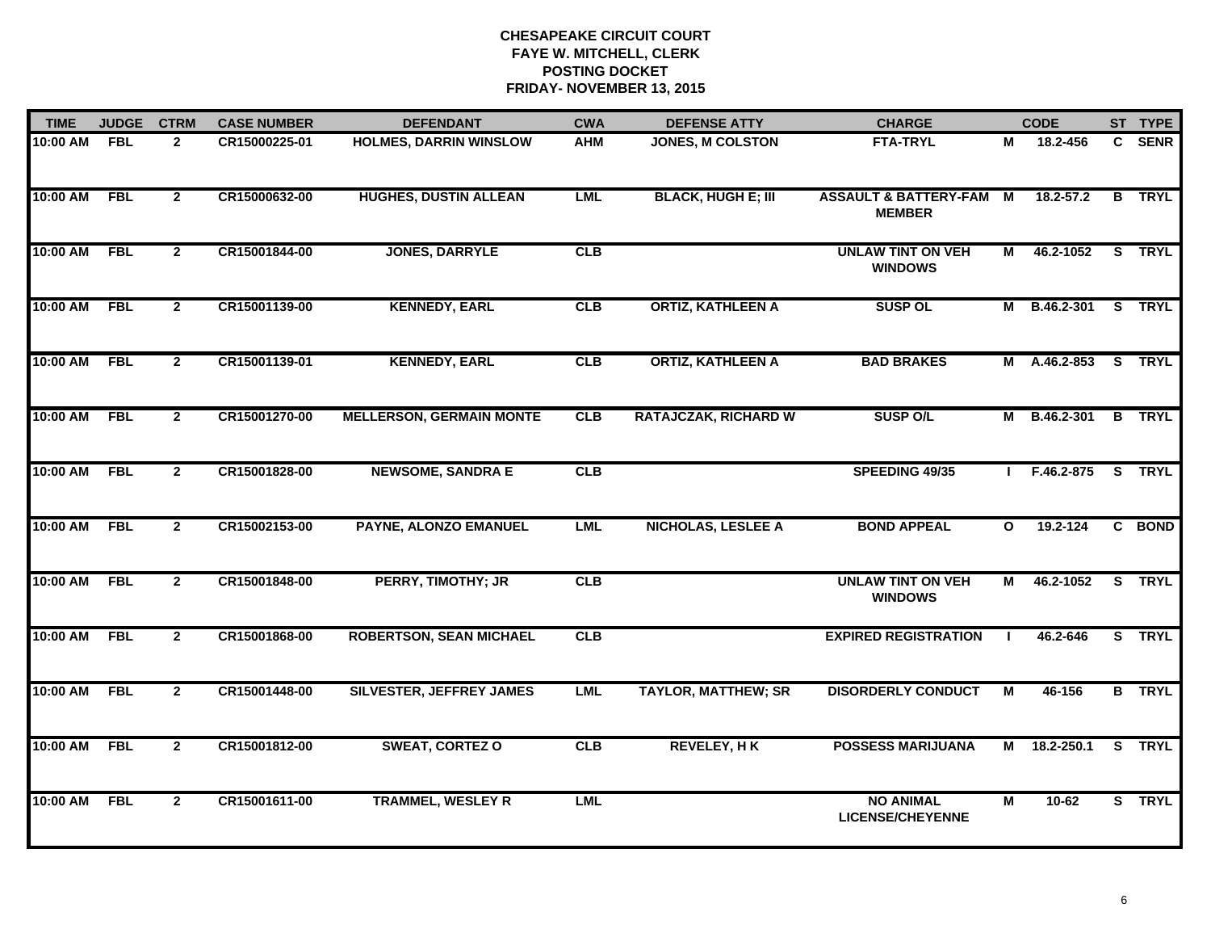# CHESAPEAKE CIRCUIT COURT
## FAYE W. MITCHELL, CLERK
## POSTING DOCKET
## FRIDAY- NOVEMBER 13, 2015

| TIME | JUDGE | CTRM | CASE NUMBER | DEFENDANT | CWA | DEFENSE ATTY | CHARGE | | CODE | ST | TYPE |
|---|---|---|---|---|---|---|---|---|---|---|---|
| 10:00 AM | FBL | 2 | CR15000225-01 | HOLMES, DARRIN WINSLOW | AHM | JONES, M COLSTON | FTA-TRYL | M | 18.2-456 | C | SENR |
| 10:00 AM | FBL | 2 | CR15000632-00 | HUGHES, DUSTIN ALLEAN | LML | BLACK, HUGH E; III | ASSAULT & BATTERY-FAM MEMBER | M | 18.2-57.2 | B | TRYL |
| 10:00 AM | FBL | 2 | CR15001844-00 | JONES, DARRYLE | CLB | | UNLAW TINT ON VEH WINDOWS | M | 46.2-1052 | S | TRYL |
| 10:00 AM | FBL | 2 | CR15001139-00 | KENNEDY, EARL | CLB | ORTIZ, KATHLEEN A | SUSP OL | M | B.46.2-301 | S | TRYL |
| 10:00 AM | FBL | 2 | CR15001139-01 | KENNEDY, EARL | CLB | ORTIZ, KATHLEEN A | BAD BRAKES | M | A.46.2-853 | S | TRYL |
| 10:00 AM | FBL | 2 | CR15001270-00 | MELLERSON, GERMAIN MONTE | CLB | RATAJCZAK, RICHARD W | SUSP O/L | M | B.46.2-301 | B | TRYL |
| 10:00 AM | FBL | 2 | CR15001828-00 | NEWSOME, SANDRA E | CLB | | SPEEDING 49/35 | I | F.46.2-875 | S | TRYL |
| 10:00 AM | FBL | 2 | CR15002153-00 | PAYNE, ALONZO EMANUEL | LML | NICHOLAS, LESLEE A | BOND APPEAL | O | 19.2-124 | C | BOND |
| 10:00 AM | FBL | 2 | CR15001848-00 | PERRY, TIMOTHY; JR | CLB | | UNLAW TINT ON VEH WINDOWS | M | 46.2-1052 | S | TRYL |
| 10:00 AM | FBL | 2 | CR15001868-00 | ROBERTSON, SEAN MICHAEL | CLB | | EXPIRED REGISTRATION | I | 46.2-646 | S | TRYL |
| 10:00 AM | FBL | 2 | CR15001448-00 | SILVESTER, JEFFREY JAMES | LML | TAYLOR, MATTHEW; SR | DISORDERLY CONDUCT | M | 46-156 | B | TRYL |
| 10:00 AM | FBL | 2 | CR15001812-00 | SWEAT, CORTEZ O | CLB | REVELEY, H K | POSSESS MARIJUANA | M | 18.2-250.1 | S | TRYL |
| 10:00 AM | FBL | 2 | CR15001611-00 | TRAMMEL, WESLEY R | LML | | NO ANIMAL LICENSE/CHEYENNE | M | 10-62 | S | TRYL |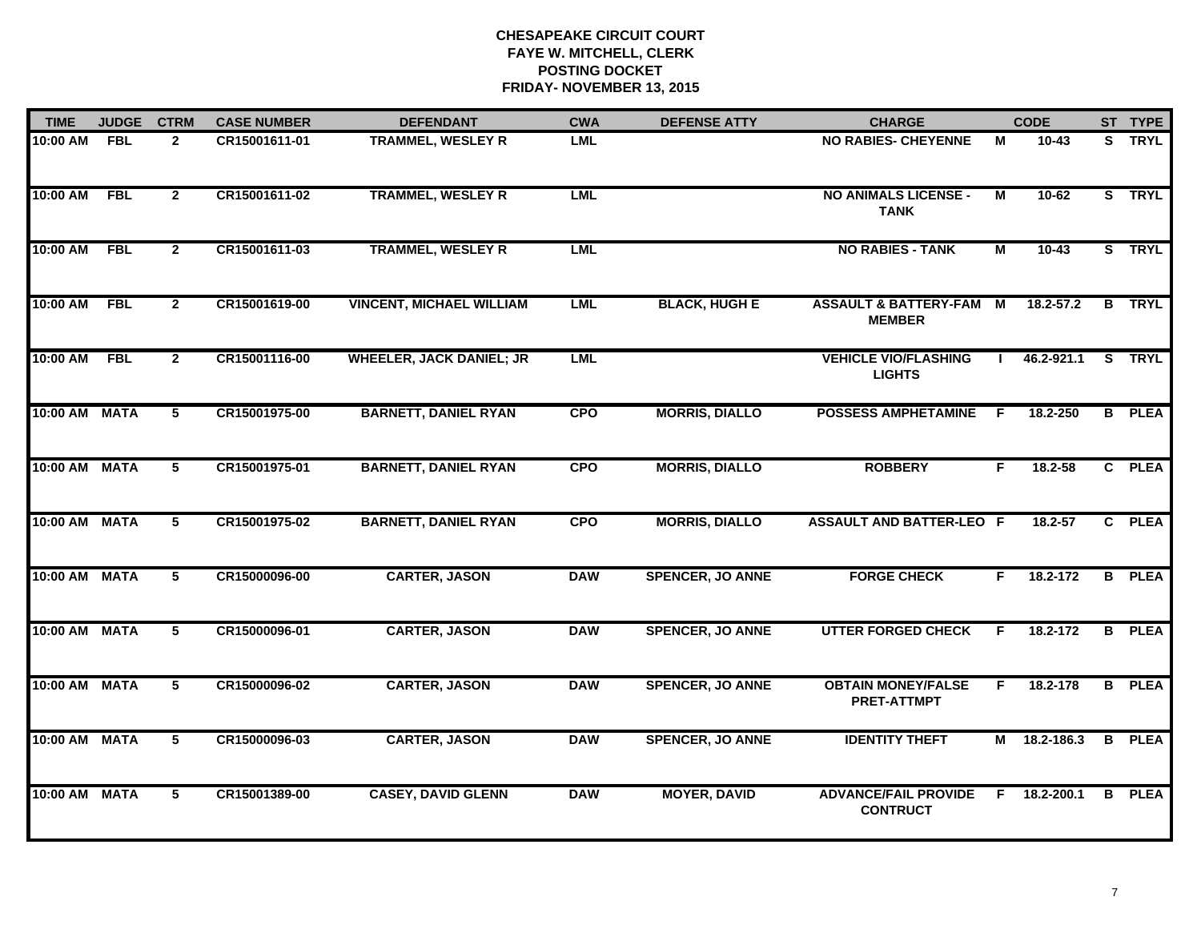# CHESAPEAKE CIRCUIT COURT
## FAYE W. MITCHELL, CLERK
## POSTING DOCKET
## FRIDAY- NOVEMBER 13, 2015

| TIME | JUDGE | CTRM | CASE NUMBER | DEFENDANT | CWA | DEFENSE ATTY | CHARGE | | CODE | ST | TYPE |
|---|---|---|---|---|---|---|---|---|---|---|---|
| 10:00 AM | FBL | 2 | CR15001611-01 | TRAMMEL, WESLEY R | LML | | NO RABIES- CHEYENNE | M | 10-43 | S | TRYL |
| 10:00 AM | FBL | 2 | CR15001611-02 | TRAMMEL, WESLEY R | LML | | NO ANIMALS LICENSE - TANK | M | 10-62 | S | TRYL |
| 10:00 AM | FBL | 2 | CR15001611-03 | TRAMMEL, WESLEY R | LML | | NO RABIES - TANK | M | 10-43 | S | TRYL |
| 10:00 AM | FBL | 2 | CR15001619-00 | VINCENT, MICHAEL WILLIAM | LML | BLACK, HUGH E | ASSAULT & BATTERY-FAM MEMBER | M | 18.2-57.2 | B | TRYL |
| 10:00 AM | FBL | 2 | CR15001116-00 | WHEELER, JACK DANIEL; JR | LML | | VEHICLE VIO/FLASHING LIGHTS | I | 46.2-921.1 | S | TRYL |
| 10:00 AM | MATA | 5 | CR15001975-00 | BARNETT, DANIEL RYAN | CPO | MORRIS, DIALLO | POSSESS AMPHETAMINE | F | 18.2-250 | B | PLEA |
| 10:00 AM | MATA | 5 | CR15001975-01 | BARNETT, DANIEL RYAN | CPO | MORRIS, DIALLO | ROBBERY | F | 18.2-58 | C | PLEA |
| 10:00 AM | MATA | 5 | CR15001975-02 | BARNETT, DANIEL RYAN | CPO | MORRIS, DIALLO | ASSAULT AND BATTER-LEO | F | 18.2-57 | C | PLEA |
| 10:00 AM | MATA | 5 | CR15000096-00 | CARTER, JASON | DAW | SPENCER, JO ANNE | FORGE CHECK | F | 18.2-172 | B | PLEA |
| 10:00 AM | MATA | 5 | CR15000096-01 | CARTER, JASON | DAW | SPENCER, JO ANNE | UTTER FORGED CHECK | F | 18.2-172 | B | PLEA |
| 10:00 AM | MATA | 5 | CR15000096-02 | CARTER, JASON | DAW | SPENCER, JO ANNE | OBTAIN MONEY/FALSE PRET-ATTMPT | F | 18.2-178 | B | PLEA |
| 10:00 AM | MATA | 5 | CR15000096-03 | CARTER, JASON | DAW | SPENCER, JO ANNE | IDENTITY THEFT | M | 18.2-186.3 | B | PLEA |
| 10:00 AM | MATA | 5 | CR15001389-00 | CASEY, DAVID GLENN | DAW | MOYER, DAVID | ADVANCE/FAIL PROVIDE CONTRUCT | F | 18.2-200.1 | B | PLEA |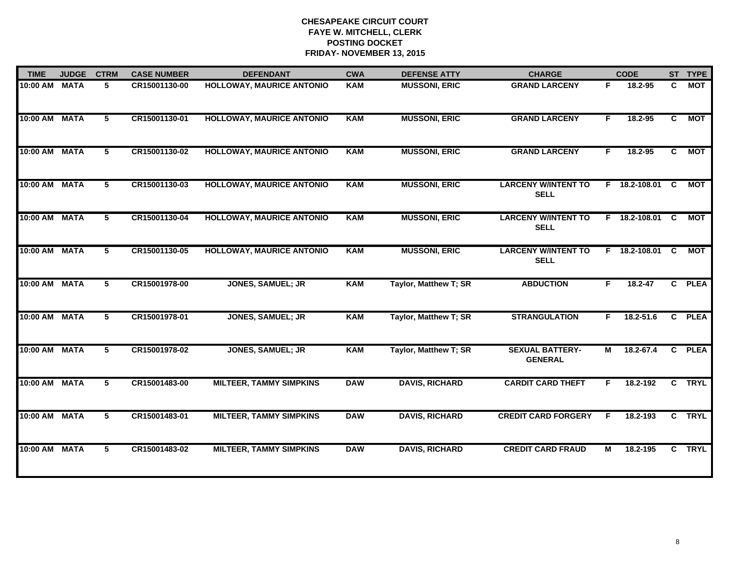**CHESAPEAKE CIRCUIT COURT**
**FAYE W. MITCHELL, CLERK**
**POSTING DOCKET**
**FRIDAY- NOVEMBER 13, 2015**

| TIME | JUDGE | CTRM | CASE NUMBER | DEFENDANT | CWA | DEFENSE ATTY | CHARGE | | CODE | ST | TYPE |
|---|---|---|---|---|---|---|---|---|---|---|---|
| 10:00 AM | MATA | 5 | CR15001130-00 | HOLLOWAY, MAURICE ANTONIO | KAM | MUSSONI, ERIC | GRAND LARCENY | F | 18.2-95 | C | MOT |
| 10:00 AM | MATA | 5 | CR15001130-01 | HOLLOWAY, MAURICE ANTONIO | KAM | MUSSONI, ERIC | GRAND LARCENY | F | 18.2-95 | C | MOT |
| 10:00 AM | MATA | 5 | CR15001130-02 | HOLLOWAY, MAURICE ANTONIO | KAM | MUSSONI, ERIC | GRAND LARCENY | F | 18.2-95 | C | MOT |
| 10:00 AM | MATA | 5 | CR15001130-03 | HOLLOWAY, MAURICE ANTONIO | KAM | MUSSONI, ERIC | LARCENY W/INTENT TO SELL | F | 18.2-108.01 | C | MOT |
| 10:00 AM | MATA | 5 | CR15001130-04 | HOLLOWAY, MAURICE ANTONIO | KAM | MUSSONI, ERIC | LARCENY W/INTENT TO SELL | F | 18.2-108.01 | C | MOT |
| 10:00 AM | MATA | 5 | CR15001130-05 | HOLLOWAY, MAURICE ANTONIO | KAM | MUSSONI, ERIC | LARCENY W/INTENT TO SELL | F | 18.2-108.01 | C | MOT |
| 10:00 AM | MATA | 5 | CR15001978-00 | JONES, SAMUEL; JR | KAM | Taylor, Matthew T; SR | ABDUCTION | F | 18.2-47 | C | PLEA |
| 10:00 AM | MATA | 5 | CR15001978-01 | JONES, SAMUEL; JR | KAM | Taylor, Matthew T; SR | STRANGULATION | F | 18.2-51.6 | C | PLEA |
| 10:00 AM | MATA | 5 | CR15001978-02 | JONES, SAMUEL; JR | KAM | Taylor, Matthew T; SR | SEXUAL BATTERY-GENERAL | M | 18.2-67.4 | C | PLEA |
| 10:00 AM | MATA | 5 | CR15001483-00 | MILTEER, TAMMY SIMPKINS | DAW | DAVIS, RICHARD | CARDIT CARD THEFT | F | 18.2-192 | C | TRYL |
| 10:00 AM | MATA | 5 | CR15001483-01 | MILTEER, TAMMY SIMPKINS | DAW | DAVIS, RICHARD | CREDIT CARD FORGERY | F | 18.2-193 | C | TRYL |
| 10:00 AM | MATA | 5 | CR15001483-02 | MILTEER, TAMMY SIMPKINS | DAW | DAVIS, RICHARD | CREDIT CARD FRAUD | M | 18.2-195 | C | TRYL |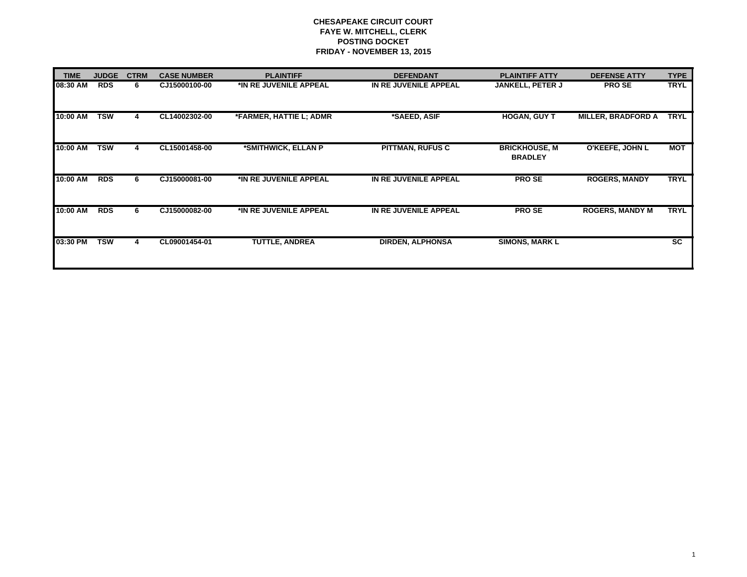**CHESAPEAKE CIRCUIT COURT**
**FAYE W. MITCHELL, CLERK**
**POSTING DOCKET**
**FRIDAY - NOVEMBER 13, 2015**

| TIME | JUDGE | CTRM | CASE NUMBER | PLAINTIFF | DEFENDANT | PLAINTIFF ATTY | DEFENSE ATTY | TYPE |
|---|---|---|---|---|---|---|---|---|
| 08:30 AM | RDS | 6 | CJ15000100-00 | *IN RE JUVENILE APPEAL | IN RE JUVENILE APPEAL | JANKELL, PETER J | PRO SE | TRYL |
| 10:00 AM | TSW | 4 | CL14002302-00 | *FARMER, HATTIE L; ADMR | *SAEED, ASIF | HOGAN, GUY T | MILLER, BRADFORD A | TRYL |
| 10:00 AM | TSW | 4 | CL15001458-00 | *SMITHWICK, ELLAN P | PITTMAN, RUFUS C | BRICKHOUSE, M BRADLEY | O'KEEFE, JOHN L | MOT |
| 10:00 AM | RDS | 6 | CJ15000081-00 | *IN RE JUVENILE APPEAL | IN RE JUVENILE APPEAL | PRO SE | ROGERS, MANDY | TRYL |
| 10:00 AM | RDS | 6 | CJ15000082-00 | *IN RE JUVENILE APPEAL | IN RE JUVENILE APPEAL | PRO SE | ROGERS, MANDY M | TRYL |
| 03:30 PM | TSW | 4 | CL09001454-01 | TUTTLE, ANDREA | DIRDEN, ALPHONSA | SIMONS, MARK L | | SC |